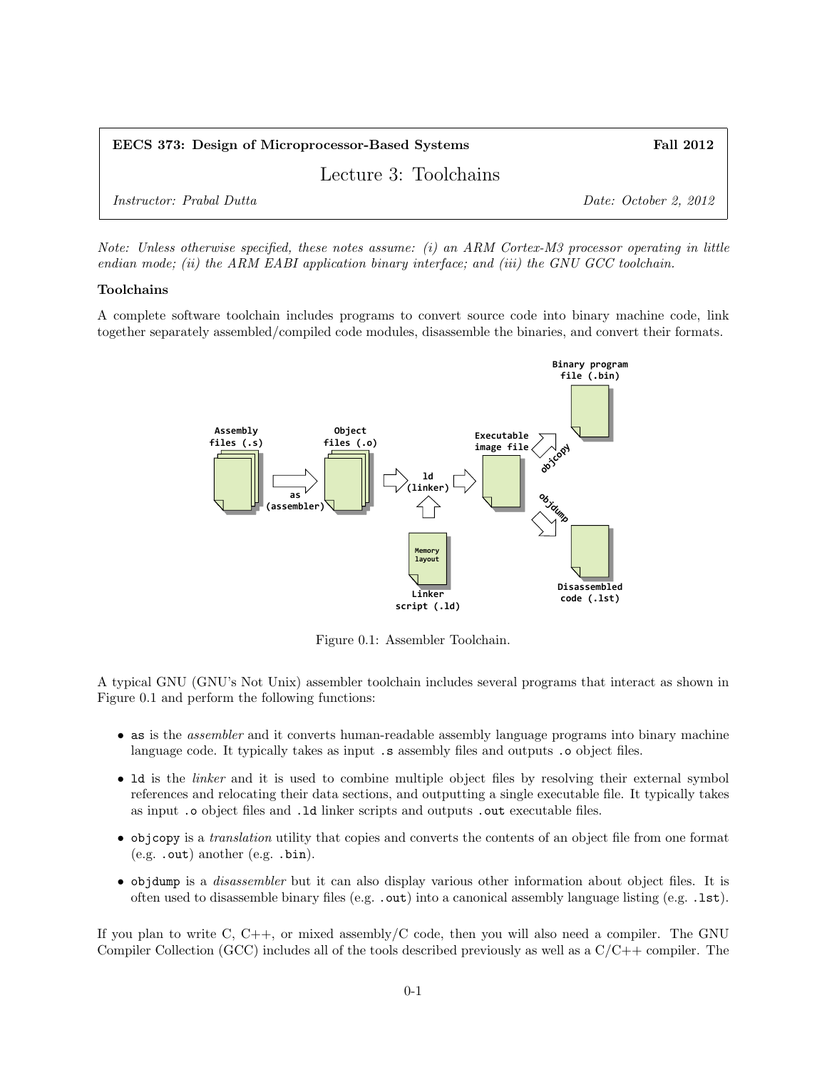**EECS 373: Design of Microprocessor-Based Systems** **Fall 2012**

# Lecture 3: Toolchains

*Instructor: Prabal Dutta* *Date: October 2, 2012*

*Note: Unless otherwise specified, these notes assume: (i) an ARM Cortex-M3 processor operating in little endian mode; (ii) the ARM EABI application binary interface; and (iii) the GNU GCC toolchain.*

### Toolchains

A complete software toolchain includes programs to convert source code into binary machine code, link together separately assembled/compiled code modules, disassemble the binaries, and convert their formats.

Figure 0.1: Assembler Toolchain.

A typical GNU (GNU's Not Unix) assembler toolchain includes several programs that interact as shown in Figure 0.1 and perform the following functions:

- `as` is the *assembler* and it converts human-readable assembly language programs into binary machine language code. It typically takes as input `.s` assembly files and outputs `.o` object files.
- `ld` is the *linker* and it is used to combine multiple object files by resolving their external symbol references and relocating their data sections, and outputting a single executable file. It typically takes as input `.o` object files and `.ld` linker scripts and outputs `.out` executable files.
- `objcopy` is a *translation* utility that copies and converts the contents of an object file from one format (e.g. `.out`) another (e.g. `.bin`).
- `objdump` is a *disassembler* but it can also display various other information about object files. It is often used to disassemble binary files (e.g. `.out`) into a canonical assembly language listing (e.g. `.lst`).

If you plan to write C, C++, or mixed assembly/C code, then you will also need a compiler. The GNU Compiler Collection (GCC) includes all of the tools described previously as well as a C/C++ compiler. The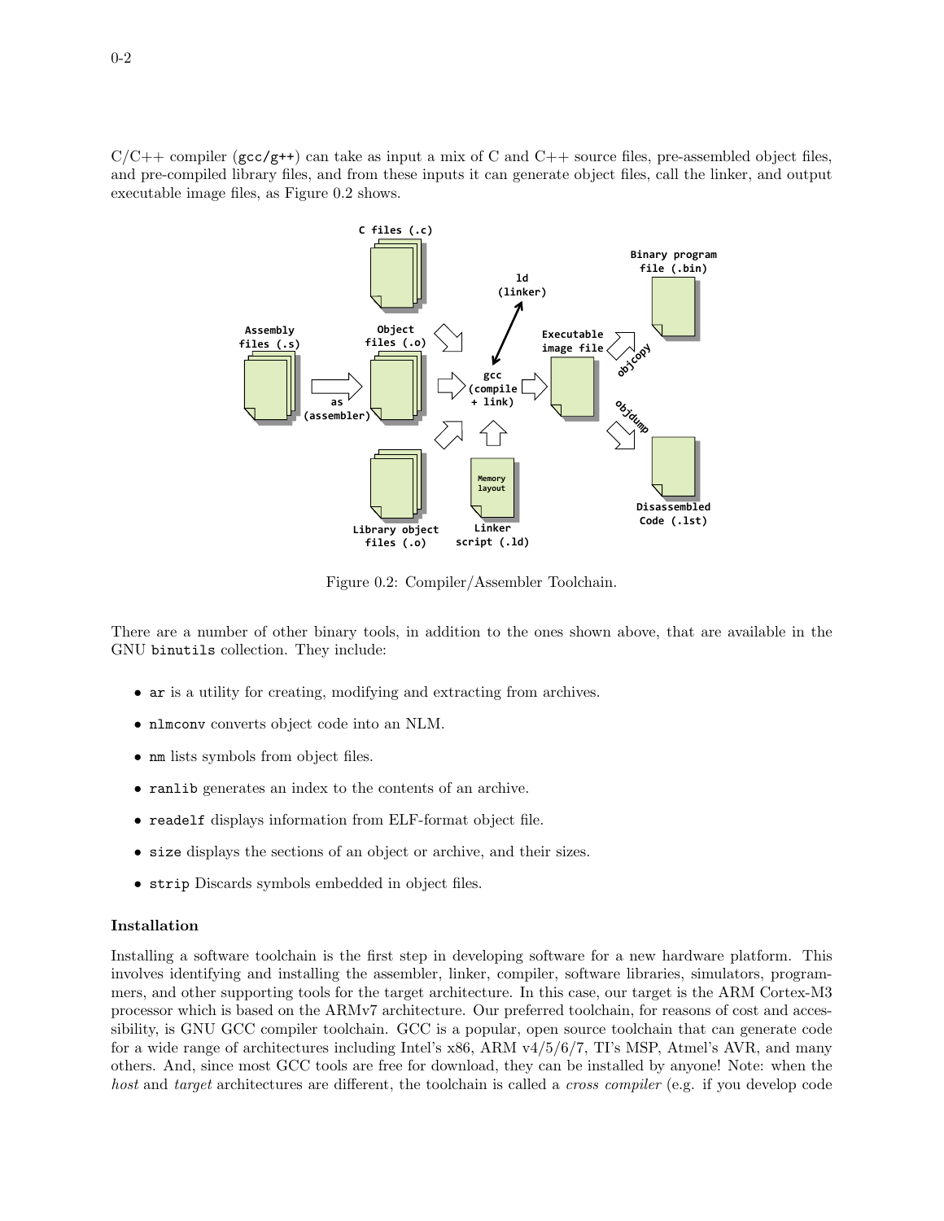C/C++ compiler (`gcc/g++`) can take as input a mix of C and C++ source files, pre-assembled object files, and pre-compiled library files, and from these inputs it can generate object files, call the linker, and output executable image files, as Figure 0.2 shows.

Figure 0.2: Compiler/Assembler Toolchain.

There are a number of other binary tools, in addition to the ones shown above, that are available in the GNU `binutils` collection. They include:

- `ar` is a utility for creating, modifying and extracting from archives.
- `nlmconv` converts object code into an NLM.
- `nm` lists symbols from object files.
- `ranlib` generates an index to the contents of an archive.
- `readelf` displays information from ELF-format object file.
- `size` displays the sections of an object or archive, and their sizes.
- `strip` Discards symbols embedded in object files.

### Installation

Installing a software toolchain is the first step in developing software for a new hardware platform. This involves identifying and installing the assembler, linker, compiler, software libraries, simulators, programmers, and other supporting tools for the target architecture. In this case, our target is the ARM Cortex-M3 processor which is based on the ARMv7 architecture. Our preferred toolchain, for reasons of cost and accessibility, is GNU GCC compiler toolchain. GCC is a popular, open source toolchain that can generate code for a wide range of architectures including Intel's x86, ARM v4/5/6/7, TI's MSP, Atmel's AVR, and many others. And, since most GCC tools are free for download, they can be installed by anyone! Note: when the *host* and *target* architectures are different, the toolchain is called a *cross compiler* (e.g. if you develop code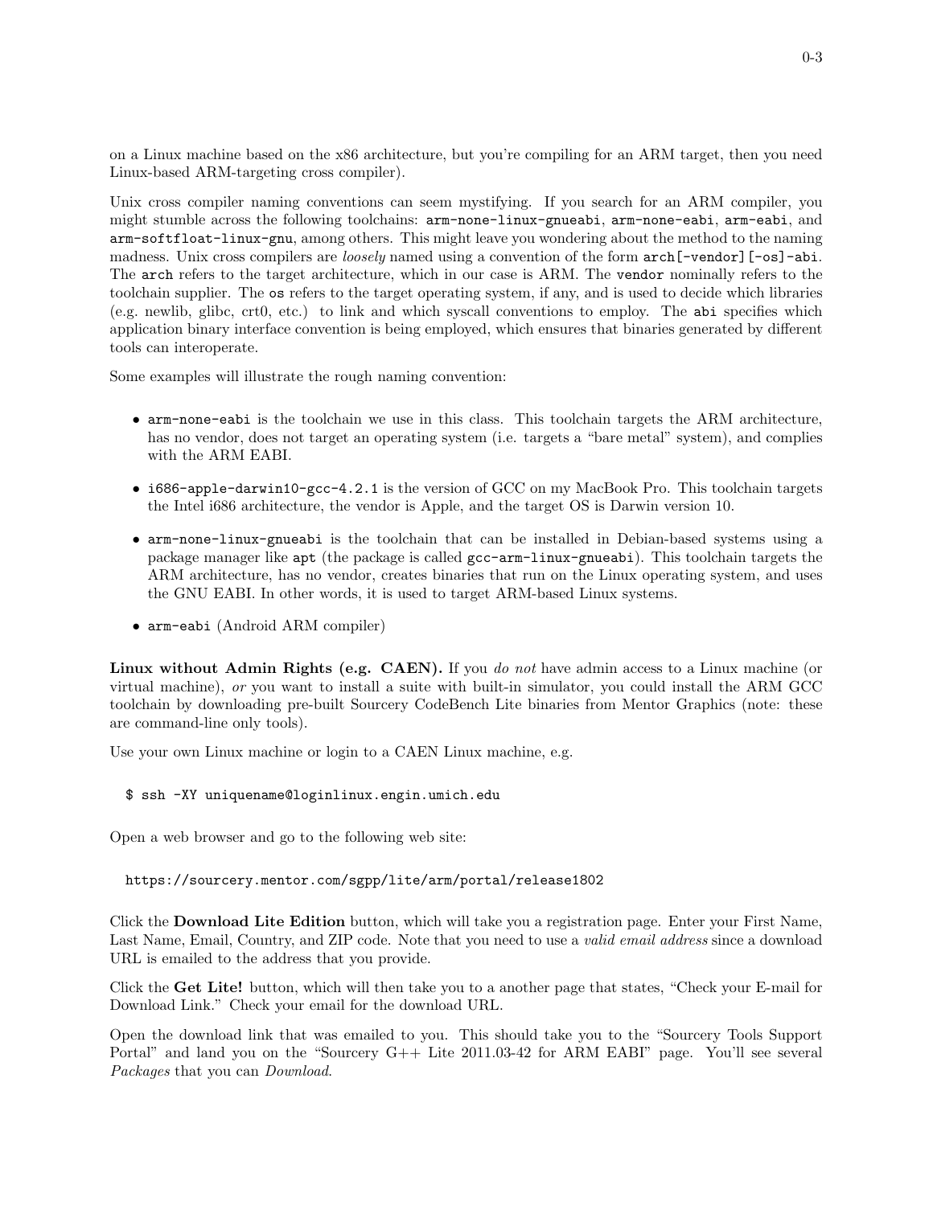on a Linux machine based on the x86 architecture, but you're compiling for an ARM target, then you need Linux-based ARM-targeting cross compiler).

Unix cross compiler naming conventions can seem mystifying. If you search for an ARM compiler, you might stumble across the following toolchains: `arm-none-linux-gnueabi`, `arm-none-eabi`, `arm-eabi`, and `arm-softfloat-linux-gnu`, among others. This might leave you wondering about the method to the naming madness. Unix cross compilers are *loosely* named using a convention of the form `arch[-vendor][-os]-abi`. The `arch` refers to the target architecture, which in our case is ARM. The `vendor` nominally refers to the toolchain supplier. The `os` refers to the target operating system, if any, and is used to decide which libraries (e.g. newlib, glibc, crt0, etc.) to link and which syscall conventions to employ. The `abi` specifies which application binary interface convention is being employed, which ensures that binaries generated by different tools can interoperate.

Some examples will illustrate the rough naming convention:

- `arm-none-eabi` is the toolchain we use in this class. This toolchain targets the ARM architecture, has no vendor, does not target an operating system (i.e. targets a "bare metal" system), and complies with the ARM EABI.
- `i686-apple-darwin10-gcc-4.2.1` is the version of GCC on my MacBook Pro. This toolchain targets the Intel i686 architecture, the vendor is Apple, and the target OS is Darwin version 10.
- `arm-none-linux-gnueabi` is the toolchain that can be installed in Debian-based systems using a package manager like `apt` (the package is called `gcc-arm-linux-gnueabi`). This toolchain targets the ARM architecture, has no vendor, creates binaries that run on the Linux operating system, and uses the GNU EABI. In other words, it is used to target ARM-based Linux systems.
- `arm-eabi` (Android ARM compiler)

**Linux without Admin Rights (e.g. CAEN).** If you *do not* have admin access to a Linux machine (or virtual machine), *or* you want to install a suite with built-in simulator, you could install the ARM GCC toolchain by downloading pre-built Sourcery CodeBench Lite binaries from Mentor Graphics (note: these are command-line only tools).

Use your own Linux machine or login to a CAEN Linux machine, e.g.

```
$ ssh -XY uniquename@loginlinux.engin.umich.edu
```

Open a web browser and go to the following web site:

```
https://sourcery.mentor.com/sgpp/lite/arm/portal/release1802
```

Click the **Download Lite Edition** button, which will take you a registration page. Enter your First Name, Last Name, Email, Country, and ZIP code. Note that you need to use a *valid email address* since a download URL is emailed to the address that you provide.

Click the **Get Lite!** button, which will then take you to a another page that states, "Check your E-mail for Download Link." Check your email for the download URL.

Open the download link that was emailed to you. This should take you to the "Sourcery Tools Support Portal" and land you on the "Sourcery G++ Lite 2011.03-42 for ARM EABI" page. You'll see several *Packages* that you can *Download*.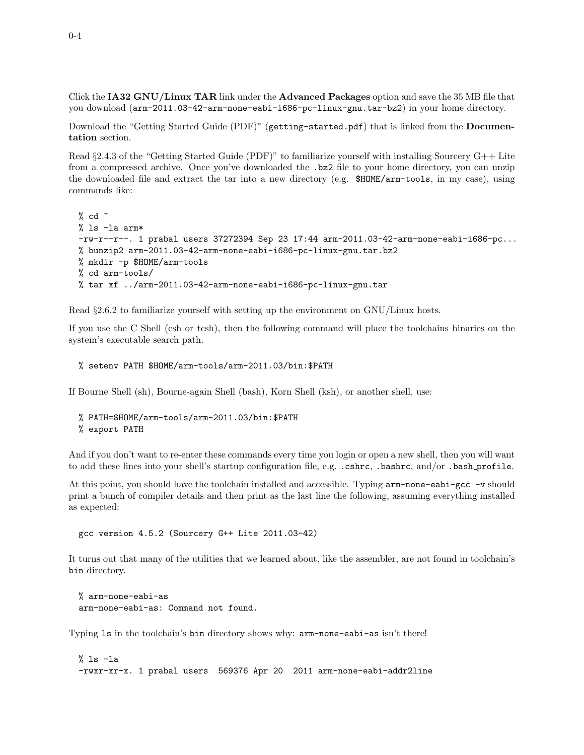Click the **IA32 GNU/Linux TAR** link under the **Advanced Packages** option and save the 35 MB file that you download (`arm-2011.03-42-arm-none-eabi-i686-pc-linux-gnu.tar-bz2`) in your home directory.

Download the "Getting Started Guide (PDF)" (`getting-started.pdf`) that is linked from the **Documentation** section.

Read §2.4.3 of the "Getting Started Guide (PDF)" to familiarize yourself with installing Sourcery G++ Lite from a compressed archive. Once you've downloaded the `.bz2` file to your home directory, you can unzip the downloaded file and extract the tar into a new directory (e.g. `$HOME/arm-tools`, in my case), using commands like:

```
% cd ~
% ls -la arm*
-rw-r--r--. 1 prabal users 37272394 Sep 23 17:44 arm-2011.03-42-arm-none-eabi-i686-pc...
% bunzip2 arm-2011.03-42-arm-none-eabi-i686-pc-linux-gnu.tar.bz2
% mkdir -p $HOME/arm-tools
% cd arm-tools/
% tar xf ../arm-2011.03-42-arm-none-eabi-i686-pc-linux-gnu.tar
```

Read §2.6.2 to familiarize yourself with setting up the environment on GNU/Linux hosts.

If you use the C Shell (csh or tcsh), then the following command will place the toolchains binaries on the system's executable search path.

```
% setenv PATH $HOME/arm-tools/arm-2011.03/bin:$PATH
```

If Bourne Shell (sh), Bourne-again Shell (bash), Korn Shell (ksh), or another shell, use:

```
% PATH=$HOME/arm-tools/arm-2011.03/bin:$PATH
% export PATH
```

And if you don't want to re-enter these commands every time you login or open a new shell, then you will want to add these lines into your shell's startup configuration file, e.g. `.cshrc`, `.bashrc`, and/or `.bash_profile`.

At this point, you should have the toolchain installed and accessible. Typing `arm-none-eabi-gcc -v` should print a bunch of compiler details and then print as the last line the following, assuming everything installed as expected:

```
gcc version 4.5.2 (Sourcery G++ Lite 2011.03-42)
```

It turns out that many of the utilities that we learned about, like the assembler, are not found in toolchain's `bin` directory.

```
% arm-none-eabi-as
arm-none-eabi-as: Command not found.
```

Typing `ls` in the toolchain's `bin` directory shows why: `arm-none-eabi-as` isn't there!

```
% ls -la
-rwxr-xr-x. 1 prabal users  569376 Apr 20  2011 arm-none-eabi-addr2line
```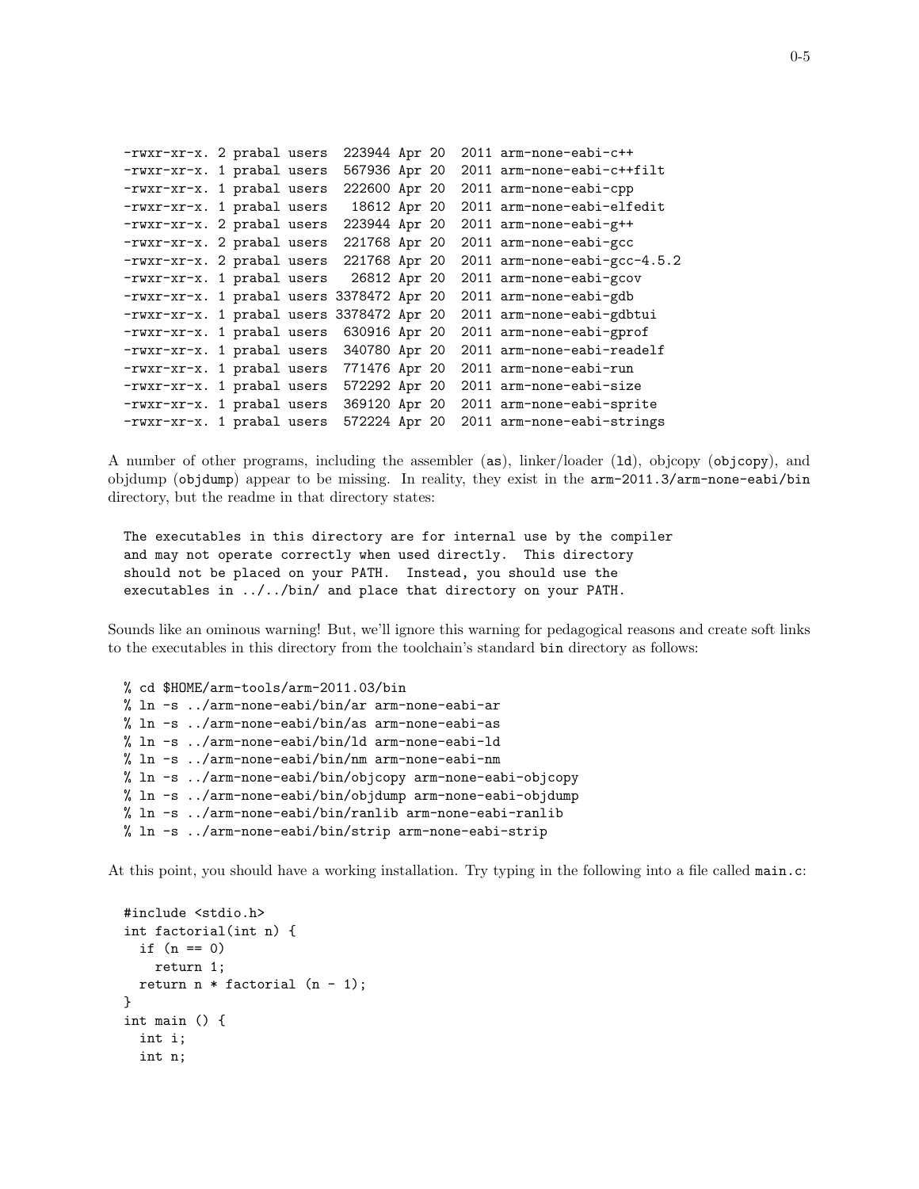```
-rwxr-xr-x. 2 prabal users  223944 Apr 20  2011 arm-none-eabi-c++
-rwxr-xr-x. 1 prabal users  567936 Apr 20  2011 arm-none-eabi-c++filt
-rwxr-xr-x. 1 prabal users  222600 Apr 20  2011 arm-none-eabi-cpp
-rwxr-xr-x. 1 prabal users   18612 Apr 20  2011 arm-none-eabi-elfedit
-rwxr-xr-x. 2 prabal users  223944 Apr 20  2011 arm-none-eabi-g++
-rwxr-xr-x. 2 prabal users  221768 Apr 20  2011 arm-none-eabi-gcc
-rwxr-xr-x. 2 prabal users  221768 Apr 20  2011 arm-none-eabi-gcc-4.5.2
-rwxr-xr-x. 1 prabal users   26812 Apr 20  2011 arm-none-eabi-gcov
-rwxr-xr-x. 1 prabal users 3378472 Apr 20  2011 arm-none-eabi-gdb
-rwxr-xr-x. 1 prabal users 3378472 Apr 20  2011 arm-none-eabi-gdbtui
-rwxr-xr-x. 1 prabal users  630916 Apr 20  2011 arm-none-eabi-gprof
-rwxr-xr-x. 1 prabal users  340780 Apr 20  2011 arm-none-eabi-readelf
-rwxr-xr-x. 1 prabal users  771476 Apr 20  2011 arm-none-eabi-run
-rwxr-xr-x. 1 prabal users  572292 Apr 20  2011 arm-none-eabi-size
-rwxr-xr-x. 1 prabal users  369120 Apr 20  2011 arm-none-eabi-sprite
-rwxr-xr-x. 1 prabal users  572224 Apr 20  2011 arm-none-eabi-strings
```

A number of other programs, including the assembler (`as`), linker/loader (`ld`), objcopy (`objcopy`), and objdump (`objdump`) appear to be missing. In reality, they exist in the `arm-2011.3/arm-none-eabi/bin` directory, but the readme in that directory states:

```
The executables in this directory are for internal use by the compiler
and may not operate correctly when used directly.  This directory
should not be placed on your PATH.  Instead, you should use the
executables in ../../bin/ and place that directory on your PATH.
```

Sounds like an ominous warning! But, we'll ignore this warning for pedagogical reasons and create soft links to the executables in this directory from the toolchain's standard `bin` directory as follows:

```
% cd $HOME/arm-tools/arm-2011.03/bin
% ln -s ../arm-none-eabi/bin/ar arm-none-eabi-ar
% ln -s ../arm-none-eabi/bin/as arm-none-eabi-as
% ln -s ../arm-none-eabi/bin/ld arm-none-eabi-ld
% ln -s ../arm-none-eabi/bin/nm arm-none-eabi-nm
% ln -s ../arm-none-eabi/bin/objcopy arm-none-eabi-objcopy
% ln -s ../arm-none-eabi/bin/objdump arm-none-eabi-objdump
% ln -s ../arm-none-eabi/bin/ranlib arm-none-eabi-ranlib
% ln -s ../arm-none-eabi/bin/strip arm-none-eabi-strip
```

At this point, you should have a working installation. Try typing in the following into a file called `main.c`:

```
#include <stdio.h>
int factorial(int n) {
  if (n == 0)
    return 1;
  return n * factorial (n - 1);
}
int main () {
  int i;
  int n;
```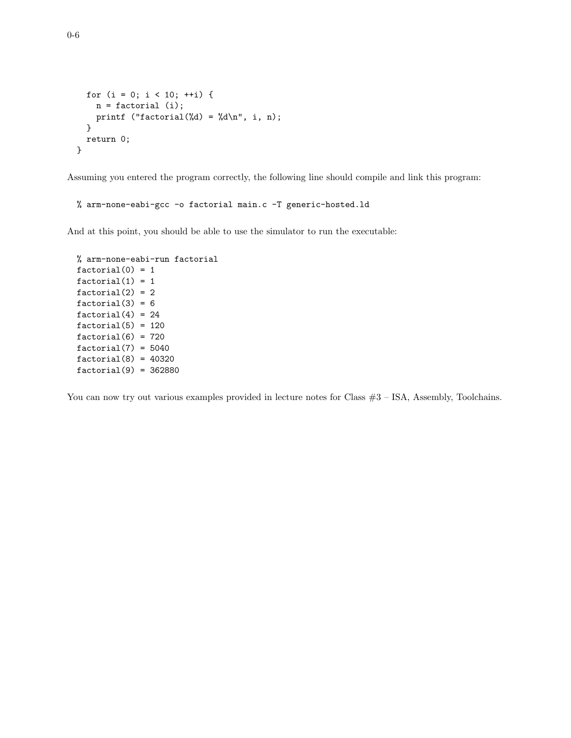```
  for (i = 0; i < 10; ++i) {
    n = factorial (i);
    printf ("factorial(%d) = %d\n", i, n);
  }
  return 0;
}
```

Assuming you entered the program correctly, the following line should compile and link this program:

```
% arm-none-eabi-gcc -o factorial main.c -T generic-hosted.ld
```

And at this point, you should be able to use the simulator to run the executable:

```
% arm-none-eabi-run factorial
factorial(0) = 1
factorial(1) = 1
factorial(2) = 2
factorial(3) = 6
factorial(4) = 24
factorial(5) = 120
factorial(6) = 720
factorial(7) = 5040
factorial(8) = 40320
factorial(9) = 362880
```

You can now try out various examples provided in lecture notes for Class #3 – ISA, Assembly, Toolchains.